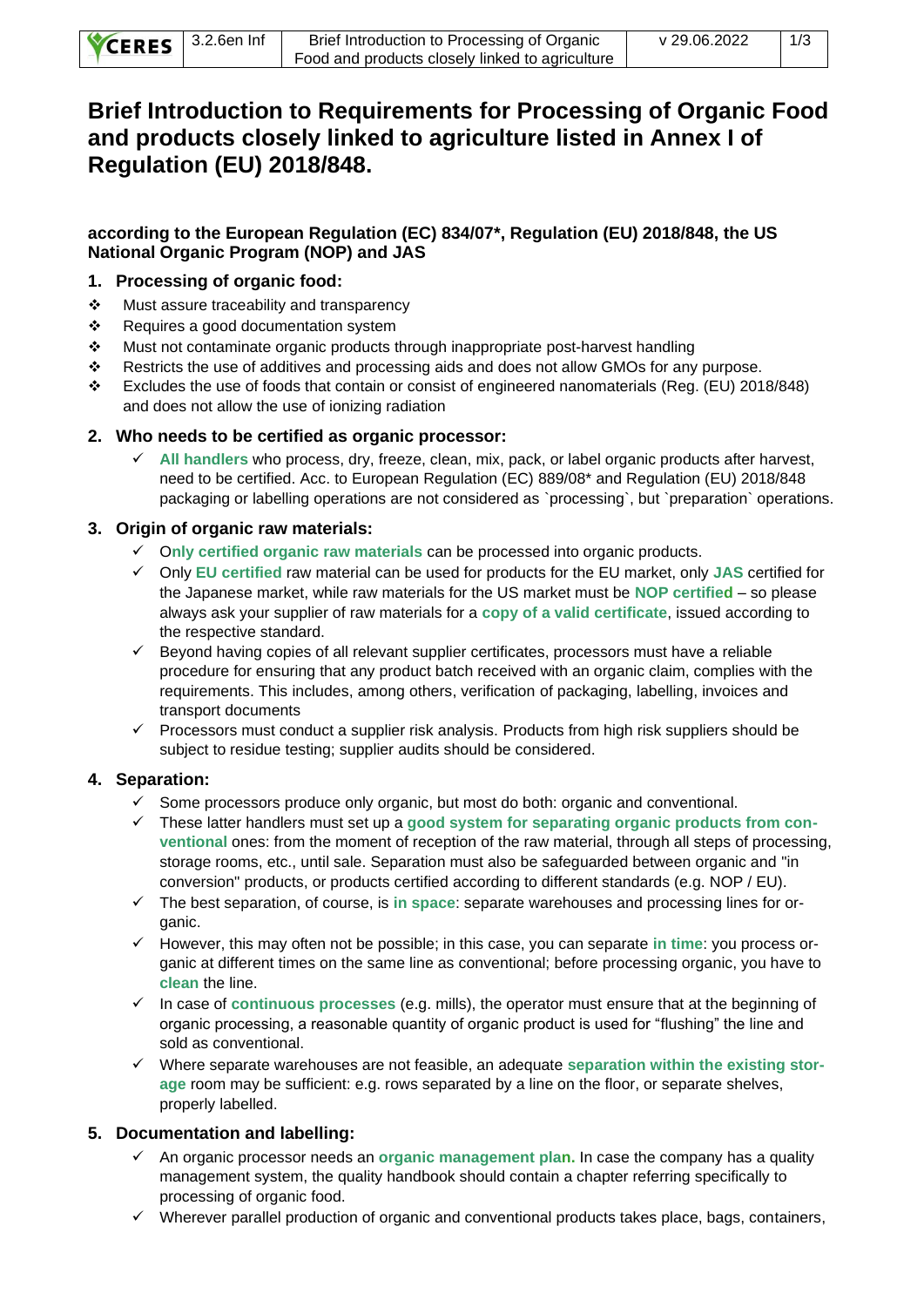# Brief Introduction to Requirements for Processing of Organic Food and products closely linked to agriculture listed in Annex I of Regulation (EU) 2018/848.

**according to the European Regulation (EC) 834/07*, Regulation (EU) 2018/848, the US National Organic Program (NOP) and JAS**

## 1. Processing of organic food:

- Must assure traceability and transparency
- Requires a good documentation system
- Must not contaminate organic products through inappropriate post-harvest handling
- Restricts the use of additives and processing aids and does not allow GMOs for any purpose.
- Excludes the use of foods that contain or consist of engineered nanomaterials (Reg. (EU) 2018/848) and does not allow the use of ionizing radiation

## 2. Who needs to be certified as organic processor:

- ✓ **All handlers** who process, dry, freeze, clean, mix, pack, or label organic products after harvest, need to be certified. Acc. to European Regulation (EC) 889/08* and Regulation (EU) 2018/848 packaging or labelling operations are not considered as `processing`, but `preparation` operations.

## 3. Origin of organic raw materials:

- ✓ O**nly certified organic raw materials** can be processed into organic products.
- ✓ Only **EU certified** raw material can be used for products for the EU market, only **JAS** certified for the Japanese market, while raw materials for the US market must be **NOP certified** – so please always ask your supplier of raw materials for a **copy of a valid certificate**, issued according to the respective standard.
- ✓ Beyond having copies of all relevant supplier certificates, processors must have a reliable procedure for ensuring that any product batch received with an organic claim, complies with the requirements. This includes, among others, verification of packaging, labelling, invoices and transport documents
- ✓ Processors must conduct a supplier risk analysis. Products from high risk suppliers should be subject to residue testing; supplier audits should be considered.

## 4. Separation:

- ✓ Some processors produce only organic, but most do both: organic and conventional.
- ✓ These latter handlers must set up a **good system for separating organic products from conventional** ones: from the moment of reception of the raw material, through all steps of processing, storage rooms, etc., until sale. Separation must also be safeguarded between organic and "in conversion" products, or products certified according to different standards (e.g. NOP / EU).
- ✓ The best separation, of course, is **in space**: separate warehouses and processing lines for organic.
- ✓ However, this may often not be possible; in this case, you can separate **in time**: you process organic at different times on the same line as conventional; before processing organic, you have to **clean** the line.
- ✓ In case of **continuous processes** (e.g. mills), the operator must ensure that at the beginning of organic processing, a reasonable quantity of organic product is used for "flushing" the line and sold as conventional.
- ✓ Where separate warehouses are not feasible, an adequate **separation within the existing storage** room may be sufficient: e.g. rows separated by a line on the floor, or separate shelves, properly labelled.

## 5. Documentation and labelling:

- ✓ An organic processor needs an **organic management plan.** In case the company has a quality management system, the quality handbook should contain a chapter referring specifically to processing of organic food.
- ✓ Wherever parallel production of organic and conventional products takes place, bags, containers,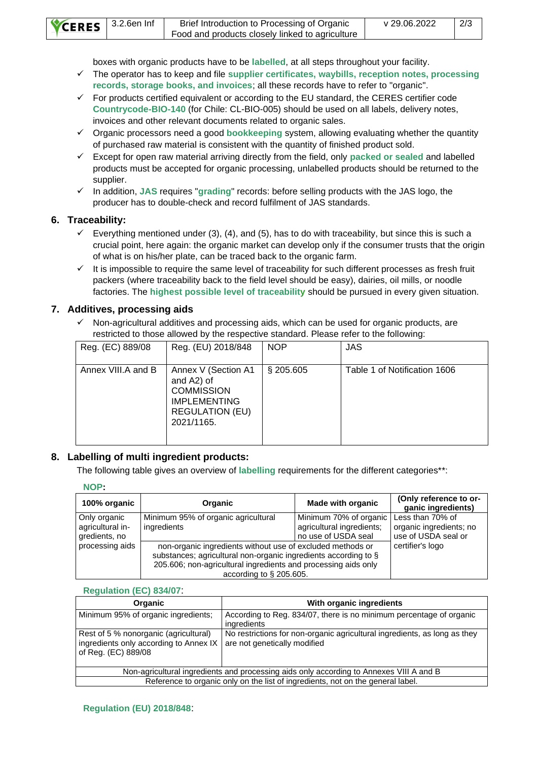boxes with organic products have to be **labelled**, at all steps throughout your facility.

- ✓ The operator has to keep and file **supplier certificates, waybills, reception notes, processing records, storage books, and invoices**; all these records have to refer to "organic".
- ✓ For products certified equivalent or according to the EU standard, the CERES certifier code **Countrycode-BIO-140** (for Chile: CL-BIO-005) should be used on all labels, delivery notes, invoices and other relevant documents related to organic sales.
- ✓ Organic processors need a good **bookkeeping** system, allowing evaluating whether the quantity of purchased raw material is consistent with the quantity of finished product sold.
- ✓ Except for open raw material arriving directly from the field, only **packed or sealed** and labelled products must be accepted for organic processing, unlabelled products should be returned to the supplier.
- ✓ In addition, **JAS** requires "**grading**" records: before selling products with the JAS logo, the producer has to double-check and record fulfilment of JAS standards.

## 6. Traceability:

- ✓ Everything mentioned under (3), (4), and (5), has to do with traceability, but since this is such a crucial point, here again: the organic market can develop only if the consumer trusts that the origin of what is on his/her plate, can be traced back to the organic farm.
- ✓ It is impossible to require the same level of traceability for such different processes as fresh fruit packers (where traceability back to the field level should be easy), dairies, oil mills, or noodle factories. The **highest possible level of traceability** should be pursued in every given situation.

## 7. Additives, processing aids

- ✓ Non-agricultural additives and processing aids, which can be used for organic products, are restricted to those allowed by the respective standard. Please refer to the following:

| Reg. (EC) 889/08 | Reg. (EU) 2018/848 | NOP | JAS |
|---|---|---|---|
| Annex VIII.A and B | Annex V (Section A1 and A2) of COMMISSION IMPLEMENTING REGULATION (EU) 2021/1165. | § 205.605 | Table 1 of Notification 1606 |

## 8. Labelling of multi ingredient products:

The following table gives an overview of **labelling** requirements for the different categories**:

**NOP**:

| 100% organic | Organic | Made with organic | (Only reference to organic ingredients) |
|---|---|---|---|
| Only organic agricultural ingredients, no processing aids | Minimum 95% of organic agricultural ingredients | Minimum 70% of organic agricultural ingredients; no use of USDA seal | Less than 70% of organic ingredients; no use of USDA seal or certifier's logo |
| | non-organic ingredients without use of excluded methods or substances; agricultural non-organic ingredients according to § 205.606; non-agricultural ingredients and processing aids only according to § 205.605. | | |

**Regulation (EC) 834/07**:

| Organic | With organic ingredients |
|---|---|
| Minimum 95% of organic ingredients; | According to Reg. 834/07, there is no minimum percentage of organic ingredients |
| Rest of 5 % nonorganic (agricultural) ingredients only according to Annex IX of Reg. (EC) 889/08 | No restrictions for non-organic agricultural ingredients, as long as they are not genetically modified |
| Non-agricultural ingredients and processing aids only according to Annexes VIII A and B | |
| Reference to organic only on the list of ingredients, not on the general label. | |

**Regulation (EU) 2018/848**: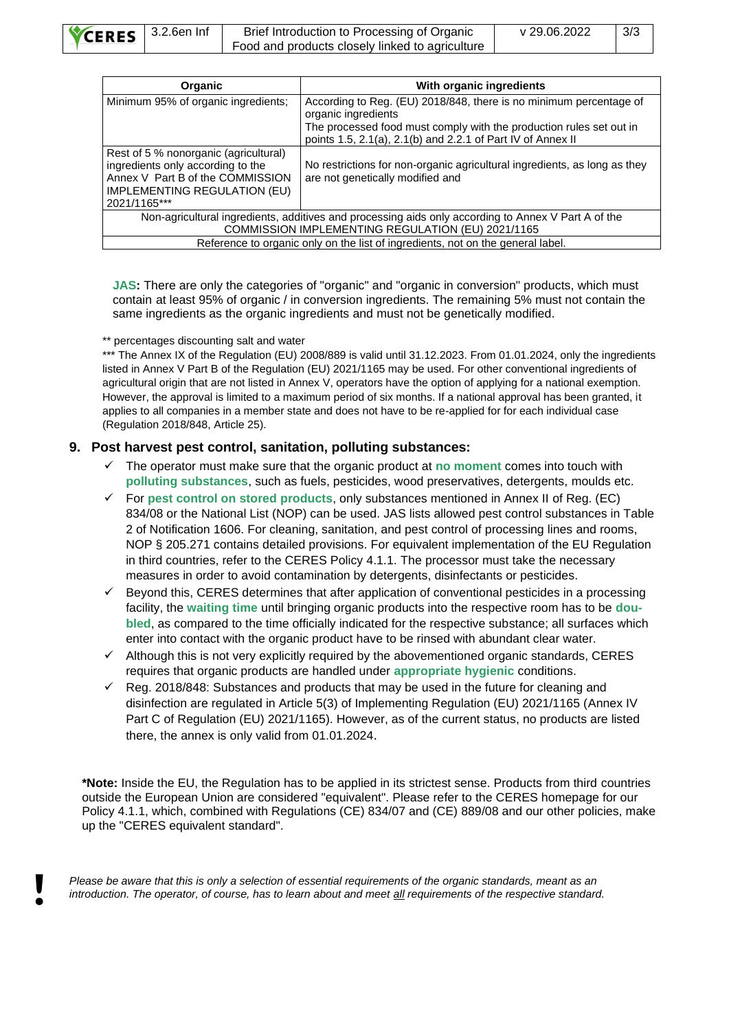| Organic | With organic ingredients |
|---|---|
| Minimum 95% of organic ingredients; | According to Reg. (EU) 2018/848, there is no minimum percentage of organic ingredients<br>The processed food must comply with the production rules set out in points 1.5, 2.1(a), 2.1(b) and 2.2.1 of Part IV of Annex II |
| Rest of 5 % nonorganic (agricultural) ingredients only according to the Annex V Part B of the COMMISSION IMPLEMENTING REGULATION (EU) 2021/1165*** | No restrictions for non-organic agricultural ingredients, as long as they are not genetically modified and |
| Non-agricultural ingredients, additives and processing aids only according to Annex V Part A of the COMMISSION IMPLEMENTING REGULATION (EU) 2021/1165 | |
| Reference to organic only on the list of ingredients, not on the general label. | |

**JAS:** There are only the categories of "organic" and "organic in conversion" products, which must contain at least 95% of organic / in conversion ingredients. The remaining 5% must not contain the same ingredients as the organic ingredients and must not be genetically modified.

** percentages discounting salt and water

*** The Annex IX of the Regulation (EU) 2008/889 is valid until 31.12.2023. From 01.01.2024, only the ingredients listed in Annex V Part B of the Regulation (EU) 2021/1165 may be used. For other conventional ingredients of agricultural origin that are not listed in Annex V, operators have the option of applying for a national exemption. However, the approval is limited to a maximum period of six months. If a national approval has been granted, it applies to all companies in a member state and does not have to be re-applied for for each individual case (Regulation 2018/848, Article 25).

## 9. Post harvest pest control, sanitation, polluting substances:

- ✓ The operator must make sure that the organic product at **no moment** comes into touch with **polluting substances**, such as fuels, pesticides, wood preservatives, detergents, moulds etc.
- ✓ For **pest control on stored products**, only substances mentioned in Annex II of Reg. (EC) 834/08 or the National List (NOP) can be used. JAS lists allowed pest control substances in Table 2 of Notification 1606. For cleaning, sanitation, and pest control of processing lines and rooms, NOP § 205.271 contains detailed provisions. For equivalent implementation of the EU Regulation in third countries, refer to the CERES Policy 4.1.1. The processor must take the necessary measures in order to avoid contamination by detergents, disinfectants or pesticides.
- ✓ Beyond this, CERES determines that after application of conventional pesticides in a processing facility, the **waiting time** until bringing organic products into the respective room has to be **doubled**, as compared to the time officially indicated for the respective substance; all surfaces which enter into contact with the organic product have to be rinsed with abundant clear water.
- ✓ Although this is not very explicitly required by the abovementioned organic standards, CERES requires that organic products are handled under **appropriate hygienic** conditions.
- ✓ Reg. 2018/848: Substances and products that may be used in the future for cleaning and disinfection are regulated in Article 5(3) of Implementing Regulation (EU) 2021/1165 (Annex IV Part C of Regulation (EU) 2021/1165). However, as of the current status, no products are listed there, the annex is only valid from 01.01.2024.

***Note:** Inside the EU, the Regulation has to be applied in its strictest sense. Products from third countries outside the European Union are considered "equivalent". Please refer to the CERES homepage for our Policy 4.1.1, which, combined with Regulations (CE) 834/07 and (CE) 889/08 and our other policies, make up the "CERES equivalent standard".

**!** *Please be aware that this is only a selection of essential requirements of the organic standards, meant as an introduction. The operator, of course, has to learn about and meet all requirements of the respective standard.*